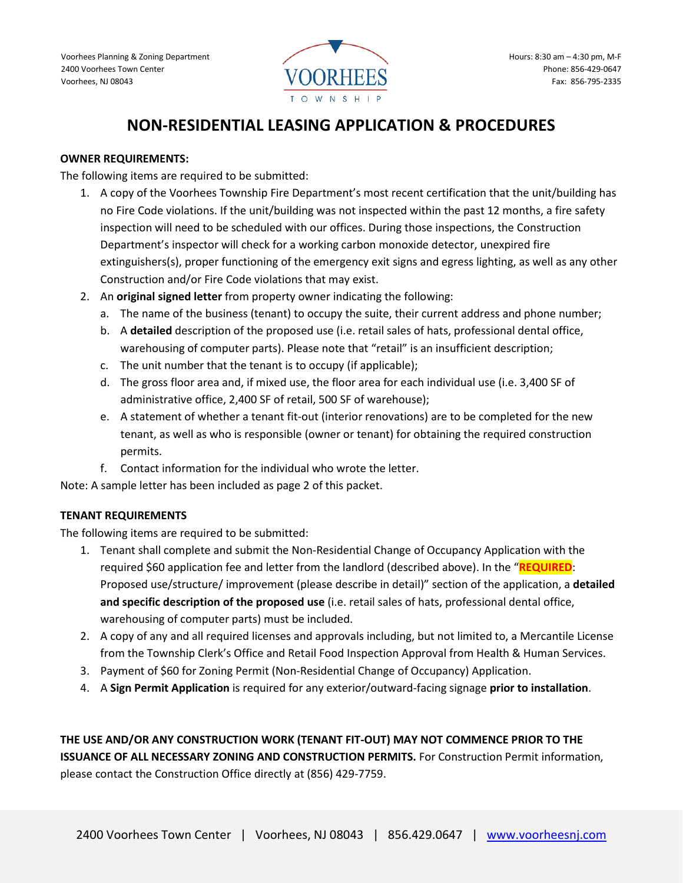Voorhees Planning & Zoning Department
2400 Voorhees Town Center
Voorhees, NJ 08043

VOORHEES TOWNSHIP

Hours: 8:30 am – 4:30 pm, M-F
Phone: 856-429-0647
Fax: 856-795-2335

# NON-RESIDENTIAL LEASING APPLICATION & PROCEDURES

**OWNER REQUIREMENTS:**

The following items are required to be submitted:

1. A copy of the Voorhees Township Fire Department's most recent certification that the unit/building has no Fire Code violations. If the unit/building was not inspected within the past 12 months, a fire safety inspection will need to be scheduled with our offices. During those inspections, the Construction Department's inspector will check for a working carbon monoxide detector, unexpired fire extinguishers(s), proper functioning of the emergency exit signs and egress lighting, as well as any other Construction and/or Fire Code violations that may exist.
2. An **original signed letter** from property owner indicating the following:
   a. The name of the business (tenant) to occupy the suite, their current address and phone number;
   b. A **detailed** description of the proposed use (i.e. retail sales of hats, professional dental office, warehousing of computer parts). Please note that "retail" is an insufficient description;
   c. The unit number that the tenant is to occupy (if applicable);
   d. The gross floor area and, if mixed use, the floor area for each individual use (i.e. 3,400 SF of administrative office, 2,400 SF of retail, 500 SF of warehouse);
   e. A statement of whether a tenant fit-out (interior renovations) are to be completed for the new tenant, as well as who is responsible (owner or tenant) for obtaining the required construction permits.
   f. Contact information for the individual who wrote the letter.

Note: A sample letter has been included as page 2 of this packet.

**TENANT REQUIREMENTS**

The following items are required to be submitted:

1. Tenant shall complete and submit the Non-Residential Change of Occupancy Application with the required $60 application fee and letter from the landlord (described above). In the "**REQUIRED**: Proposed use/structure/ improvement (please describe in detail)" section of the application, a **detailed and specific description of the proposed use** (i.e. retail sales of hats, professional dental office, warehousing of computer parts) must be included.
2. A copy of any and all required licenses and approvals including, but not limited to, a Mercantile License from the Township Clerk's Office and Retail Food Inspection Approval from Health & Human Services.
3. Payment of $60 for Zoning Permit (Non-Residential Change of Occupancy) Application.
4. A **Sign Permit Application** is required for any exterior/outward-facing signage **prior to installation**.

**THE USE AND/OR ANY CONSTRUCTION WORK (TENANT FIT-OUT) MAY NOT COMMENCE PRIOR TO THE ISSUANCE OF ALL NECESSARY ZONING AND CONSTRUCTION PERMITS.** For Construction Permit information, please contact the Construction Office directly at (856) 429-7759.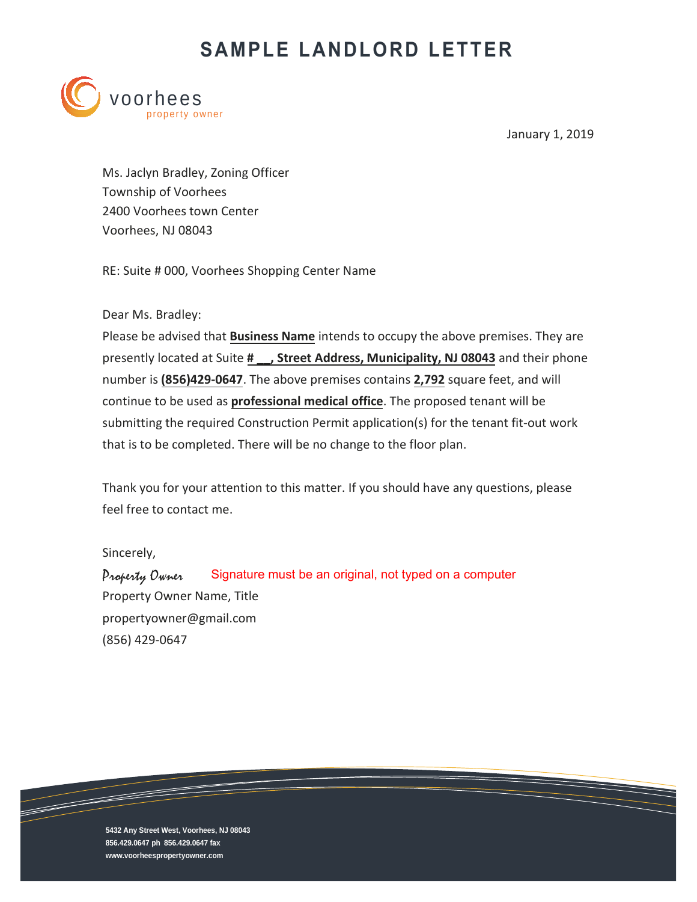# SAMPLE LANDLORD LETTER

voorhees
property owner

January 1, 2019

Ms. Jaclyn Bradley, Zoning Officer
Township of Voorhees
2400 Voorhees town Center
Voorhees, NJ 08043

RE: Suite # 000, Voorhees Shopping Center Name

Dear Ms. Bradley:

Please be advised that **Business Name** intends to occupy the above premises. They are presently located at Suite **# __, Street Address, Municipality, NJ 08043** and their phone number is **(856)429-0647**. The above premises contains **2,792** square feet, and will continue to be used as **professional medical office**. The proposed tenant will be submitting the required Construction Permit application(s) for the tenant fit-out work that is to be completed. There will be no change to the floor plan.

Thank you for your attention to this matter. If you should have any questions, please feel free to contact me.

Sincerely,

*Property Owner* Signature must be an original, not typed on a computer

Property Owner Name, Title
propertyowner@gmail.com
(856) 429-0647

**5432 Any Street West, Voorhees, NJ 08043**
**856.429.0647 ph 856.429.0647 fax**
**www.voorheespropertyowner.com**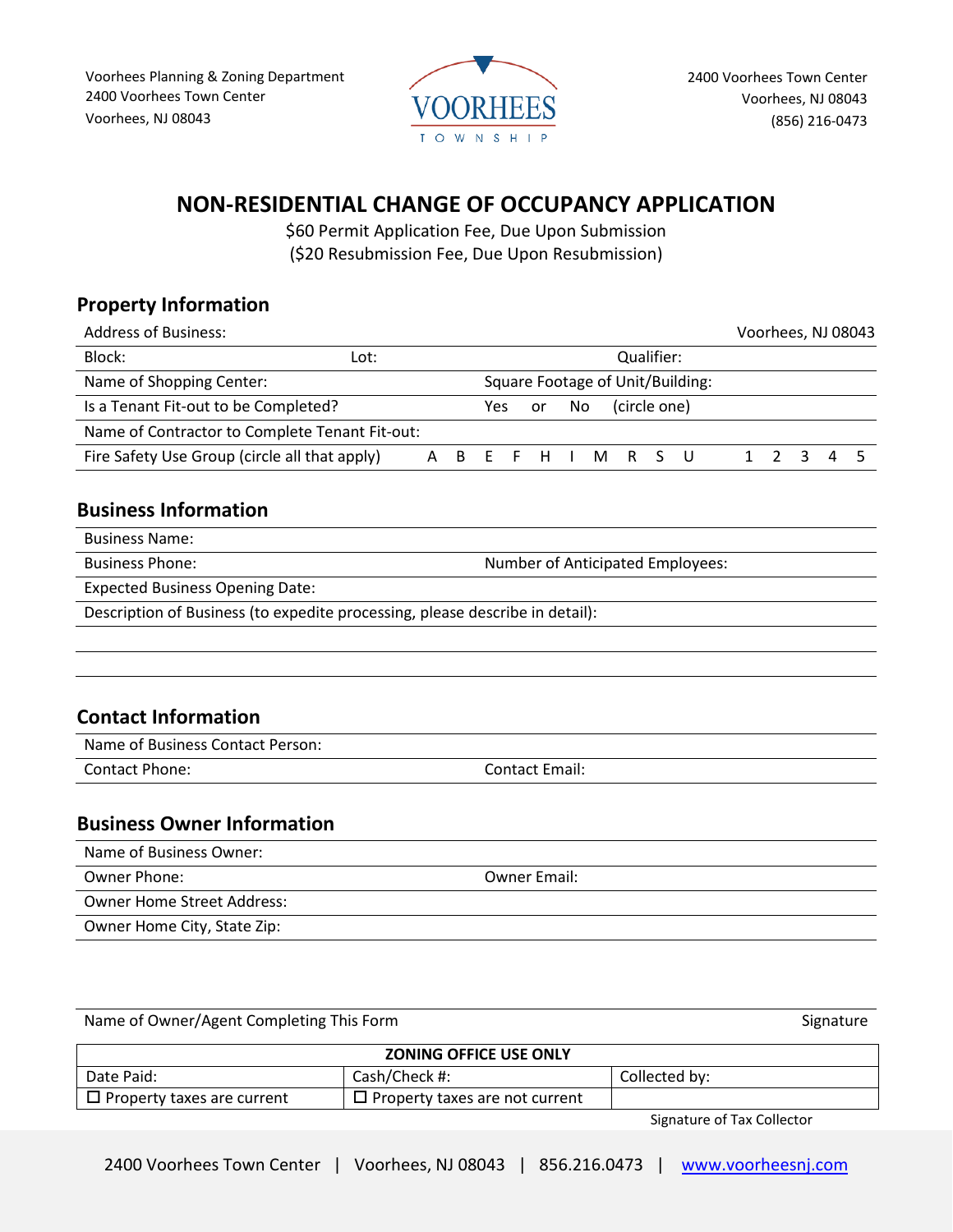Voorhees Planning & Zoning Department
2400 Voorhees Town Center
Voorhees, NJ 08043

VOORHEES TOWNSHIP

2400 Voorhees Town Center
Voorhees, NJ 08043
(856) 216-0473

# NON-RESIDENTIAL CHANGE OF OCCUPANCY APPLICATION

$60 Permit Application Fee, Due Upon Submission
($20 Resubmission Fee, Due Upon Resubmission)

## Property Information

Address of Business: Voorhees, NJ 08043

Block: Lot: Qualifier:

Name of Shopping Center: Square Footage of Unit/Building:

Is a Tenant Fit-out to be Completed? Yes or No (circle one)

Name of Contractor to Complete Tenant Fit-out:

Fire Safety Use Group (circle all that apply) A B E F H I M R S U 1 2 3 4 5

## Business Information

Business Name:

Business Phone: Number of Anticipated Employees:

Expected Business Opening Date:

Description of Business (to expedite processing, please describe in detail):

## Contact Information

Name of Business Contact Person:

Contact Phone: Contact Email:

## Business Owner Information

Name of Business Owner:

Owner Phone: Owner Email:

Owner Home Street Address:

Owner Home City, State Zip:

Name of Owner/Agent Completing This Form Signature

| ZONING OFFICE USE ONLY | | |
|---|---|---|
| Date Paid: | Cash/Check #: | Collected by: |
| ☐ Property taxes are current | ☐ Property taxes are not current | |

Signature of Tax Collector

2400 Voorhees Town Center | Voorhees, NJ 08043 | 856.216.0473 | www.voorheesnj.com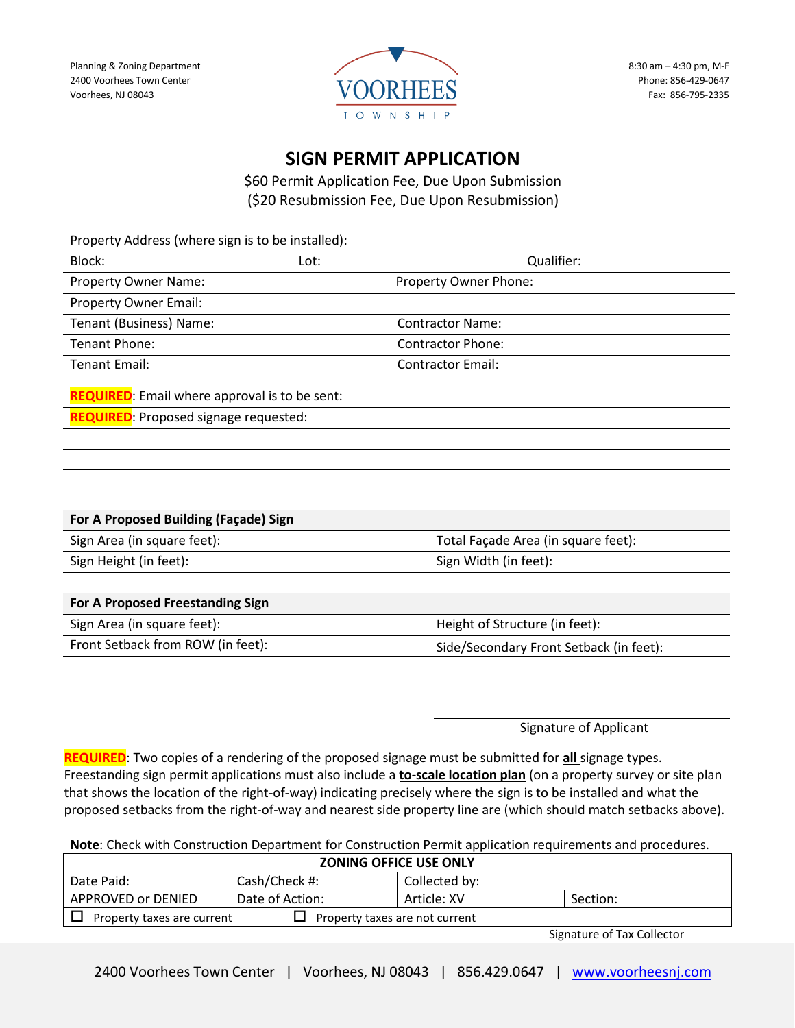Planning & Zoning Department
2400 Voorhees Town Center
Voorhees, NJ 08043

VOORHEES TOWNSHIP

8:30 am – 4:30 pm, M-F
Phone: 856-429-0647
Fax: 856-795-2335

# SIGN PERMIT APPLICATION

$60 Permit Application Fee, Due Upon Submission
($20 Resubmission Fee, Due Upon Resubmission)

Property Address (where sign is to be installed):

| Block: | Lot: | Qualifier: |
|---|---|---|

| | |
|---|---|
| Property Owner Name: | Property Owner Phone: |
| Property Owner Email: | |
| Tenant (Business) Name: | Contractor Name: |
| Tenant Phone: | Contractor Phone: |
| Tenant Email: | Contractor Email: |

**REQUIRED**: Email where approval is to be sent:

**REQUIRED**: Proposed signage requested:

| **For A Proposed Building (Façade) Sign** | |
|---|---|
| Sign Area (in square feet): | Total Façade Area (in square feet): |
| Sign Height (in feet): | Sign Width (in feet): |

| **For A Proposed Freestanding Sign** | |
|---|---|
| Sign Area (in square feet): | Height of Structure (in feet): |
| Front Setback from ROW (in feet): | Side/Secondary Front Setback (in feet): |

Signature of Applicant

**REQUIRED**: Two copies of a rendering of the proposed signage must be submitted for **all** signage types. Freestanding sign permit applications must also include a **to-scale location plan** (on a property survey or site plan that shows the location of the right-of-way) indicating precisely where the sign is to be installed and what the proposed setbacks from the right-of-way and nearest side property line are (which should match setbacks above).

**Note**: Check with Construction Department for Construction Permit application requirements and procedures.

| **ZONING OFFICE USE ONLY** | | | |
|---|---|---|---|
| Date Paid: | Cash/Check #: | Collected by: | |
| APPROVED or DENIED | Date of Action: | Article: XV | Section: |
| ☐ Property taxes are current | ☐ Property taxes are not current | | |

Signature of Tax Collector

2400 Voorhees Town Center | Voorhees, NJ 08043 | 856.429.0647 | www.voorheesnj.com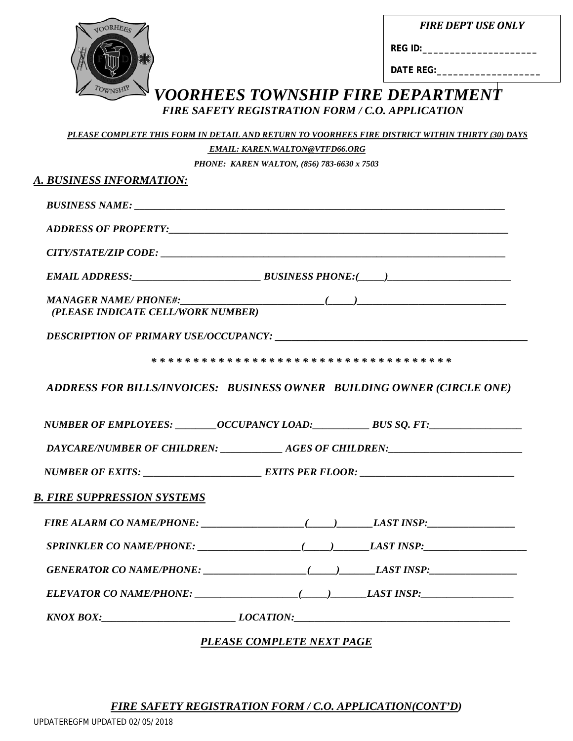**FIRE DEPT USE ONLY**

**REG ID:**\_\_\_\_\_\_\_\_\_\_\_\_\_\_\_\_\_\_\_\_\_\_

**DATE REG:**\_\_\_\_\_\_\_\_\_\_\_\_\_\_\_\_\_\_\_\_

# *VOORHEES TOWNSHIP FIRE DEPARTMENT*

## *FIRE SAFETY REGISTRATION FORM / C.O. APPLICATION*

***PLEASE COMPLETE THIS FORM IN DETAIL AND RETURN TO VOORHEES FIRE DISTRICT WITHIN THIRTY (30) DAYS***

***EMAIL: KAREN.WALTON@VTFD66.ORG***

***PHONE: KAREN WALTON, (856) 783-6630 x 7503***

### *A. BUSINESS INFORMATION:*

*BUSINESS NAME:* \_\_\_\_\_\_\_\_\_\_\_\_\_\_\_\_\_\_\_\_\_\_\_\_\_\_\_\_\_\_\_\_\_\_\_\_\_\_\_\_\_\_\_\_\_\_\_\_\_\_\_\_\_\_\_\_\_\_\_\_\_\_\_\_\_\_\_\_\_\_\_\_

*ADDRESS OF PROPERTY:*\_\_\_\_\_\_\_\_\_\_\_\_\_\_\_\_\_\_\_\_\_\_\_\_\_\_\_\_\_\_\_\_\_\_\_\_\_\_\_\_\_\_\_\_\_\_\_\_\_\_\_\_\_\_\_\_\_\_\_\_\_\_\_\_

*CITY/STATE/ZIP CODE:* \_\_\_\_\_\_\_\_\_\_\_\_\_\_\_\_\_\_\_\_\_\_\_\_\_\_\_\_\_\_\_\_\_\_\_\_\_\_\_\_\_\_\_\_\_\_\_\_\_\_\_\_\_\_\_\_\_\_\_\_\_\_\_\_\_

*EMAIL ADDRESS:*\_\_\_\_\_\_\_\_\_\_\_\_\_\_\_\_\_\_\_\_\_\_\_\_\_ *BUSINESS PHONE:(*\_\_\_\_\_*)*\_\_\_\_\_\_\_\_\_\_\_\_\_\_\_\_\_\_\_\_\_\_\_\_

*MANAGER NAME/ PHONE#:*\_\_\_\_\_\_\_\_\_\_\_\_\_\_\_\_\_\_\_\_\_\_\_\_\_\_\_\_*(*\_\_\_\_\_*)*\_\_\_\_\_\_\_\_\_\_\_\_\_\_\_\_\_\_\_\_\_\_\_\_\_\_\_\_\_
*(PLEASE INDICATE CELL/WORK NUMBER)*

*DESCRIPTION OF PRIMARY USE/OCCUPANCY:* \_\_\_\_\_\_\_\_\_\_\_\_\_\_\_\_\_\_\_\_\_\_\_\_\_\_\_\_\_\_\_\_\_\_\_\_\_\_\_\_\_\_\_\_\_\_\_\_\_\_

\* \* \* \* \* \* \* \* \* \* \* \* \* \* \* \* \* \* \* \* \* \* \* \* \* \* \* \* \* \* \* \* \* \* \* \* \* \*

*ADDRESS FOR BILLS/INVOICES: BUSINESS OWNER BUILDING OWNER (CIRCLE ONE)*

*NUMBER OF EMPLOYEES:* \_\_\_\_\_\_\_\_*OCCUPANCY LOAD:*\_\_\_\_\_\_\_\_\_\_\_ *BUS SQ. FT:*\_\_\_\_\_\_\_\_\_\_\_\_\_\_\_\_\_\_

*DAYCARE/NUMBER OF CHILDREN:* \_\_\_\_\_\_\_\_\_\_\_\_ *AGES OF CHILDREN:*\_\_\_\_\_\_\_\_\_\_\_\_\_\_\_\_\_\_\_\_\_\_\_\_\_\_

*NUMBER OF EXITS:* \_\_\_\_\_\_\_\_\_\_\_\_\_\_\_\_\_\_\_\_\_\_\_ *EXITS PER FLOOR:* \_\_\_\_\_\_\_\_\_\_\_\_\_\_\_\_\_\_\_\_\_\_\_\_\_\_\_\_\_\_

### *B. FIRE SUPPRESSION SYSTEMS*

*FIRE ALARM CO NAME/PHONE:* \_\_\_\_\_\_\_\_\_\_\_\_\_\_\_\_\_\_\_\_*(*\_\_\_\_\_*)*\_\_\_\_\_\_\_*LAST INSP:*\_\_\_\_\_\_\_\_\_\_\_\_\_\_\_\_\_

*SPRINKLER CO NAME/PHONE:* \_\_\_\_\_\_\_\_\_\_\_\_\_\_\_\_\_\_\_\_*(*\_\_\_\_\_*)*\_\_\_\_\_\_\_*LAST INSP:*\_\_\_\_\_\_\_\_\_\_\_\_\_\_\_\_\_\_\_\_\_

*GENERATOR CO NAME/PHONE:* \_\_\_\_\_\_\_\_\_\_\_\_\_\_\_\_\_\_\_\_*(*\_\_\_\_\_*)*\_\_\_\_\_\_\_*LAST INSP:*\_\_\_\_\_\_\_\_\_\_\_\_\_\_\_\_\_

*ELEVATOR CO NAME/PHONE:* \_\_\_\_\_\_\_\_\_\_\_\_\_\_\_\_\_\_\_\_*(*\_\_\_\_\_*)*\_\_\_\_\_\_\_*LAST INSP:*\_\_\_\_\_\_\_\_\_\_\_\_\_\_\_\_\_\_\_

*KNOX BOX:*\_\_\_\_\_\_\_\_\_\_\_\_\_\_\_\_\_\_\_\_\_\_\_\_\_\_\_ *LOCATION:*\_\_\_\_\_\_\_\_\_\_\_\_\_\_\_\_\_\_\_\_\_\_\_\_\_\_\_\_\_\_\_\_\_\_\_\_\_\_\_\_\_\_\_

***PLEASE COMPLETE NEXT PAGE***

***FIRE SAFETY REGISTRATION FORM / C.O. APPLICATION(CONT'D)***

UPDATEREGFM UPDATED 02/05/2018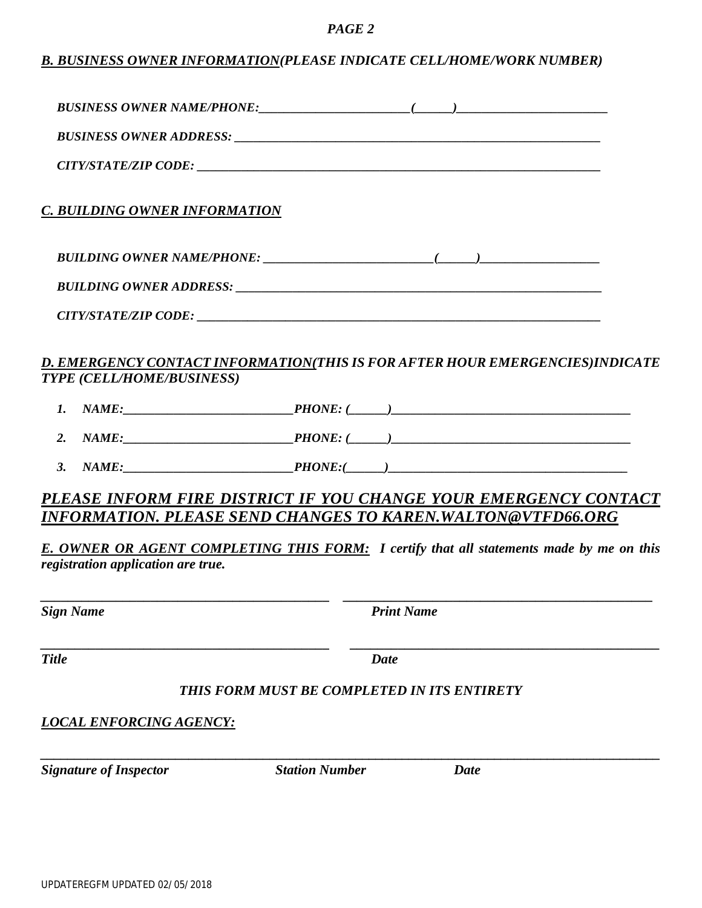*PAGE 2*

***B. BUSINESS OWNER INFORMATION**(PLEASE INDICATE CELL/HOME/WORK NUMBER)*

*BUSINESS OWNER NAME/PHONE:________________________(______)________________________*

*BUSINESS OWNER ADDRESS: ___________________________________________________________*

*CITY/STATE/ZIP CODE: ______________________________________________________________*

***C. BUILDING OWNER INFORMATION***

*BUILDING OWNER NAME/PHONE: ___________________________(______)___________________*

*BUILDING OWNER ADDRESS: ___________________________________________________________*

*CITY/STATE/ZIP CODE: ______________________________________________________________*

***D. EMERGENCY CONTACT INFORMATION**(THIS IS FOR AFTER HOUR EMERGENCIES)INDICATE TYPE (CELL/HOME/BUSINESS)*

1. *NAME:___________________________PHONE: (______)______________________________________*
2. *NAME:___________________________PHONE: (______)______________________________________*
3. *NAME:___________________________PHONE:(______)______________________________________*

***PLEASE INFORM FIRE DISTRICT IF YOU CHANGE YOUR EMERGENCY CONTACT INFORMATION. PLEASE SEND CHANGES TO KAREN.WALTON@VTFD66.ORG***

***E. OWNER OR AGENT COMPLETING THIS FORM:** I certify that all statements made by me on this registration application are true.*

*____________________________________________ ______________________________________________*

*Sign Name* *Print Name*

*____________________________________________ ______________________________________________*

*Title* *Date*

*THIS FORM MUST BE COMPLETED IN ITS ENTIRETY*

***LOCAL ENFORCING AGENCY:***

*__________________________________________________________________________________________*

*Signature of Inspector* *Station Number* *Date*

UPDATEREGFM UPDATED 02/05/2018